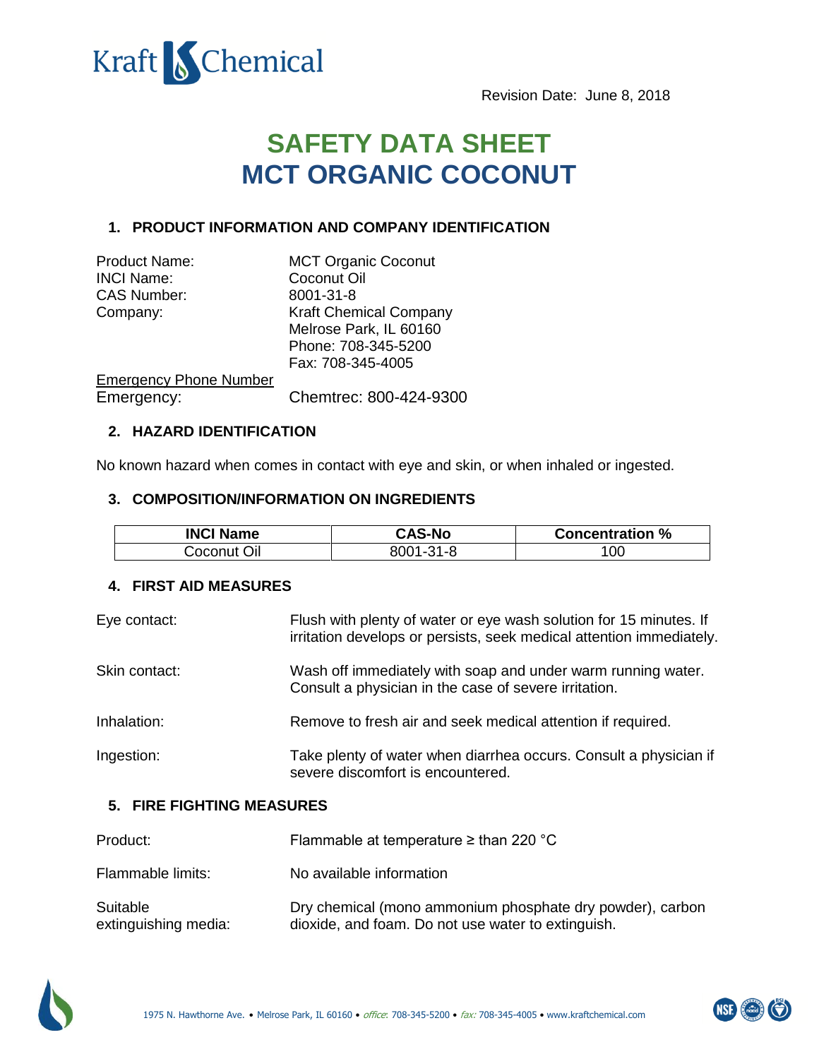Revision Date: June 8, 2018

# SAFETY DATA SHEET
# MCT ORGANIC COCONUT

## 1. PRODUCT INFORMATION AND COMPANY IDENTIFICATION

| | |
|---|---|
| Product Name: | MCT Organic Coconut |
| INCI Name: | Coconut Oil |
| CAS Number: | 8001-31-8 |
| Company: | Kraft Chemical Company<br>Melrose Park, IL 60160<br>Phone: 708-345-5200<br>Fax: 708-345-4005 |

Emergency Phone Number

Emergency: Chemtrec: 800-424-9300

## 2. HAZARD IDENTIFICATION

No known hazard when comes in contact with eye and skin, or when inhaled or ingested.

## 3. COMPOSITION/INFORMATION ON INGREDIENTS

| INCI Name | CAS-No | Concentration % |
|---|---|---|
| Coconut Oil | 8001-31-8 | 100 |

## 4. FIRST AID MEASURES

**Eye contact:** Flush with plenty of water or eye wash solution for 15 minutes. If irritation develops or persists, seek medical attention immediately.

**Skin contact:** Wash off immediately with soap and under warm running water. Consult a physician in the case of severe irritation.

**Inhalation:** Remove to fresh air and seek medical attention if required.

**Ingestion:** Take plenty of water when diarrhea occurs. Consult a physician if severe discomfort is encountered.

## 5. FIRE FIGHTING MEASURES

**Product:** Flammable at temperature ≥ than 220 °C

**Flammable limits:** No available information

**Suitable extinguishing media:** Dry chemical (mono ammonium phosphate dry powder), carbon dioxide, and foam. Do not use water to extinguish.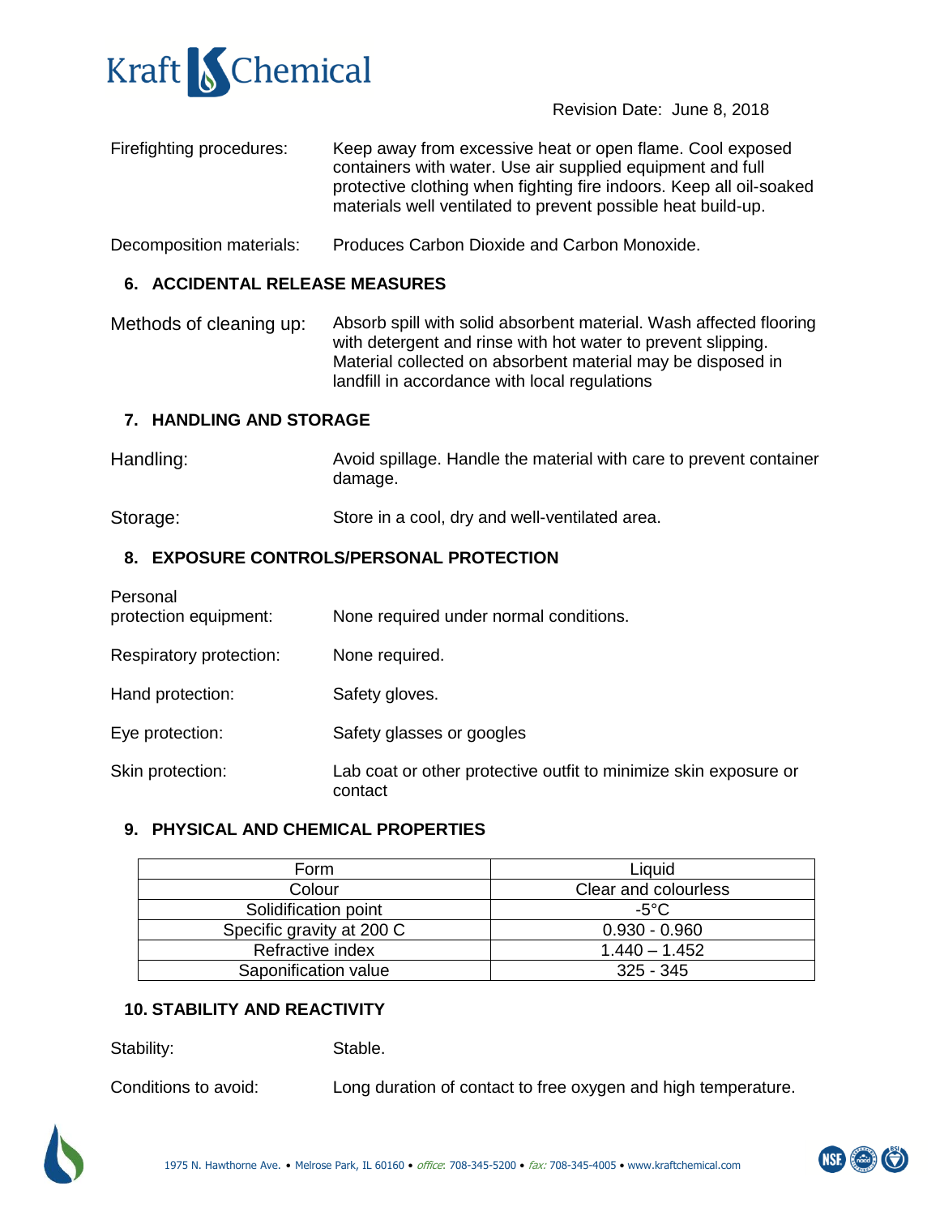Revision Date: June 8, 2018

Firefighting procedures: Keep away from excessive heat or open flame. Cool exposed containers with water. Use air supplied equipment and full protective clothing when fighting fire indoors. Keep all oil-soaked materials well ventilated to prevent possible heat build-up.

Decomposition materials: Produces Carbon Dioxide and Carbon Monoxide.

## 6. ACCIDENTAL RELEASE MEASURES

Methods of cleaning up: Absorb spill with solid absorbent material. Wash affected flooring with detergent and rinse with hot water to prevent slipping. Material collected on absorbent material may be disposed in landfill in accordance with local regulations

## 7. HANDLING AND STORAGE

Handling: Avoid spillage. Handle the material with care to prevent container damage.

Storage: Store in a cool, dry and well-ventilated area.

## 8. EXPOSURE CONTROLS/PERSONAL PROTECTION

Personal protection equipment: None required under normal conditions.

Respiratory protection: None required.

Hand protection: Safety gloves.

Eye protection: Safety glasses or googles

Skin protection: Lab coat or other protective outfit to minimize skin exposure or contact

## 9. PHYSICAL AND CHEMICAL PROPERTIES

| Form | Liquid |
|---|---|
| Colour | Clear and colourless |
| Solidification point | -5°C |
| Specific gravity at 200 C | 0.930 - 0.960 |
| Refractive index | 1.440 – 1.452 |
| Saponification value | 325 - 345 |

## 10. STABILITY AND REACTIVITY

Stability: Stable.

Conditions to avoid: Long duration of contact to free oxygen and high temperature.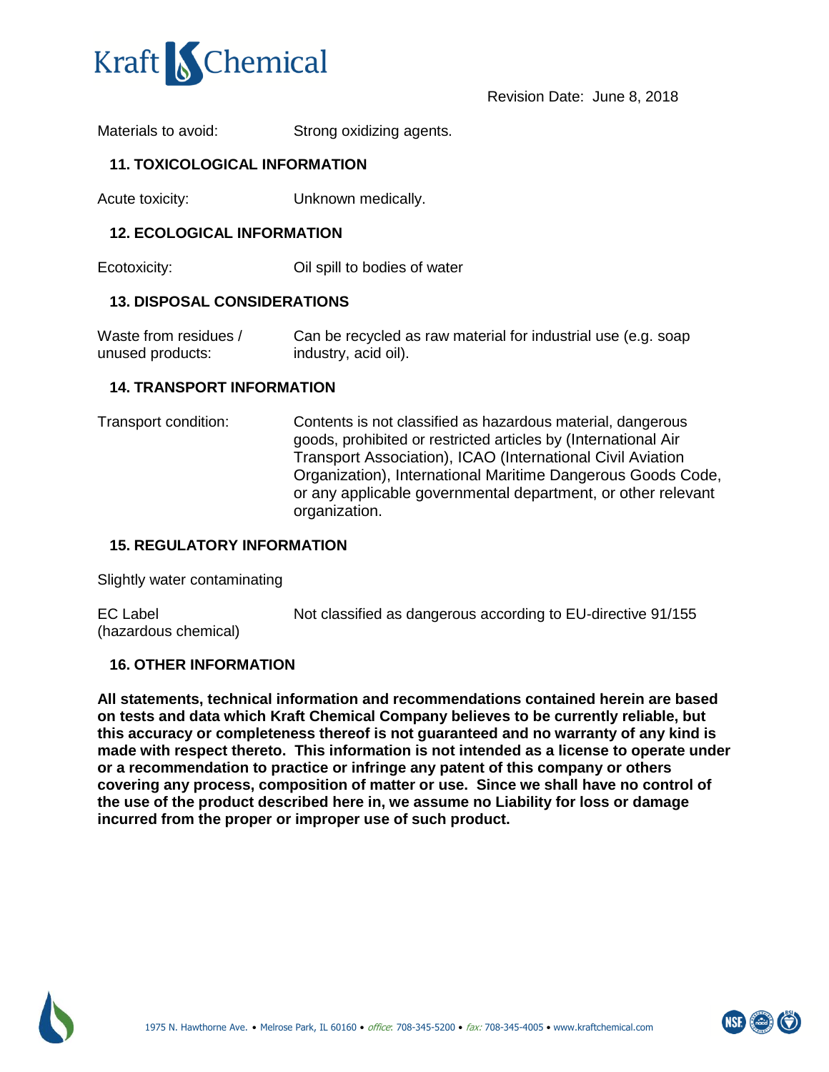Revision Date: June 8, 2018

| | |
|---|---|
| Materials to avoid: | Strong oxidizing agents. |

## 11. TOXICOLOGICAL INFORMATION

| | |
|---|---|
| Acute toxicity: | Unknown medically. |

## 12. ECOLOGICAL INFORMATION

| | |
|---|---|
| Ecotoxicity: | Oil spill to bodies of water |

## 13. DISPOSAL CONSIDERATIONS

| | |
|---|---|
| Waste from residues / unused products: | Can be recycled as raw material for industrial use (e.g. soap industry, acid oil). |

## 14. TRANSPORT INFORMATION

| | |
|---|---|
| Transport condition: | Contents is not classified as hazardous material, dangerous goods, prohibited or restricted articles by (International Air Transport Association), ICAO (International Civil Aviation Organization), International Maritime Dangerous Goods Code, or any applicable governmental department, or other relevant organization. |

## 15. REGULATORY INFORMATION

Slightly water contaminating

| | |
|---|---|
| EC Label (hazardous chemical) | Not classified as dangerous according to EU-directive 91/155 |

## 16. OTHER INFORMATION

**All statements, technical information and recommendations contained herein are based on tests and data which Kraft Chemical Company believes to be currently reliable, but this accuracy or completeness thereof is not guaranteed and no warranty of any kind is made with respect thereto. This information is not intended as a license to operate under or a recommendation to practice or infringe any patent of this company or others covering any process, composition of matter or use. Since we shall have no control of the use of the product described here in, we assume no Liability for loss or damage incurred from the proper or improper use of such product.**